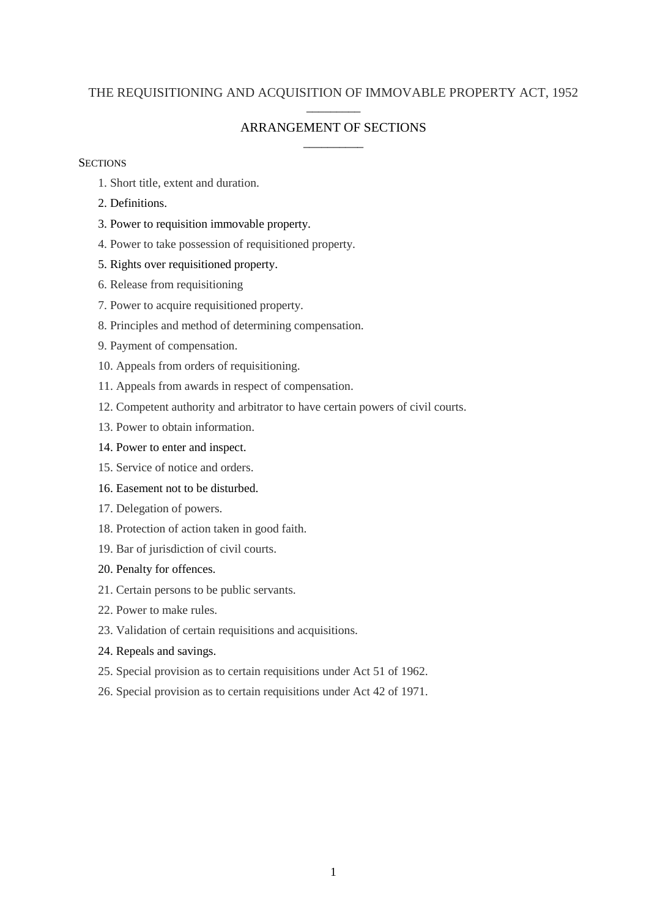# THE REQUISITIONING AND ACQUISITION OF IMMOVABLE PROPERTY ACT, 1952

## ARRANGEMENT OF SECTIONS

SECTIONS

1. Short title, extent and duration.
2. Definitions.
3. Power to requisition immovable property.
4. Power to take possession of requisitioned property.
5. Rights over requisitioned property.
6. Release from requisitioning
7. Power to acquire requisitioned property.
8. Principles and method of determining compensation.
9. Payment of compensation.
10. Appeals from orders of requisitioning.
11. Appeals from awards in respect of compensation.
12. Competent authority and arbitrator to have certain powers of civil courts.
13. Power to obtain information.
14. Power to enter and inspect.
15. Service of notice and orders.
16. Easement not to be disturbed.
17. Delegation of powers.
18. Protection of action taken in good faith.
19. Bar of jurisdiction of civil courts.
20. Penalty for offences.
21. Certain persons to be public servants.
22. Power to make rules.
23. Validation of certain requisitions and acquisitions.
24. Repeals and savings.
25. Special provision as to certain requisitions under Act 51 of 1962.
26. Special provision as to certain requisitions under Act 42 of 1971.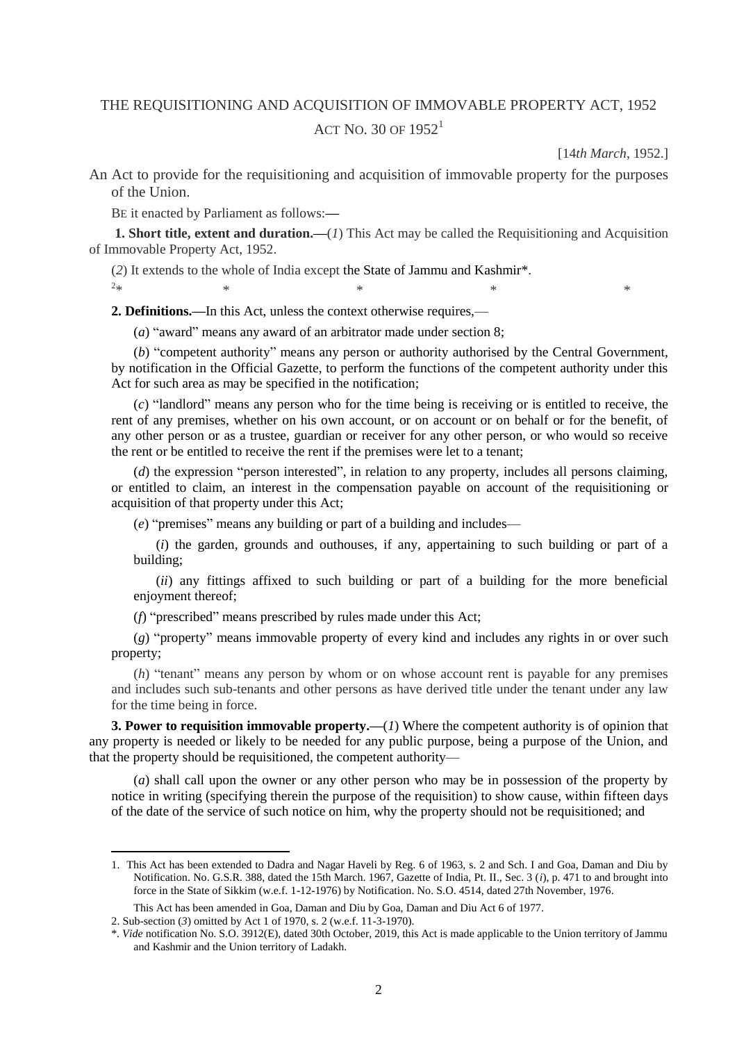# THE REQUISITIONING AND ACQUISITION OF IMMOVABLE PROPERTY ACT, 1952

## ACT NO. 30 OF 1952[1]

[14*th March*, 1952.]

An Act to provide for the requisitioning and acquisition of immovable property for the purposes of the Union.

BE it enacted by Parliament as follows:—

**1. Short title, extent and duration.**—(*1*) This Act may be called the Requisitioning and Acquisition of Immovable Property Act, 1952.

(*2*) It extends to the whole of India except the State of Jammu and Kashmir*.

[2]* * * * *

**2. Definitions.**—In this Act, unless the context otherwise requires,—

(*a*) "award" means any award of an arbitrator made under section 8;

(*b*) "competent authority" means any person or authority authorised by the Central Government, by notification in the Official Gazette, to perform the functions of the competent authority under this Act for such area as may be specified in the notification;

(*c*) "landlord" means any person who for the time being is receiving or is entitled to receive, the rent of any premises, whether on his own account, or on account or on behalf or for the benefit, of any other person or as a trustee, guardian or receiver for any other person, or who would so receive the rent or be entitled to receive the rent if the premises were let to a tenant;

(*d*) the expression "person interested", in relation to any property, includes all persons claiming, or entitled to claim, an interest in the compensation payable on account of the requisitioning or acquisition of that property under this Act;

(*e*) "premises" means any building or part of a building and includes—

(*i*) the garden, grounds and outhouses, if any, appertaining to such building or part of a building;

(*ii*) any fittings affixed to such building or part of a building for the more beneficial enjoyment thereof;

(*f*) "prescribed" means prescribed by rules made under this Act;

(*g*) "property" means immovable property of every kind and includes any rights in or over such property;

(*h*) "tenant" means any person by whom or on whose account rent is payable for any premises and includes such sub-tenants and other persons as have derived title under the tenant under any law for the time being in force.

**3. Power to requisition immovable property.**—(*1*) Where the competent authority is of opinion that any property is needed or likely to be needed for any public purpose, being a purpose of the Union, and that the property should be requisitioned, the competent authority—

(*a*) shall call upon the owner or any other person who may be in possession of the property by notice in writing (specifying therein the purpose of the requisition) to show cause, within fifteen days of the date of the service of such notice on him, why the property should not be requisitioned; and

---

1. This Act has been extended to Dadra and Nagar Haveli by Reg. 6 of 1963, s. 2 and Sch. I and Goa, Daman and Diu by Notification. No. G.S.R. 388, dated the 15th March. 1967, Gazette of India, Pt. II., Sec. 3 (*i*), p. 471 to and brought into force in the State of Sikkim (w.e.f. 1-12-1976) by Notification. No. S.O. 4514, dated 27th November, 1976.

This Act has been amended in Goa, Daman and Diu by Goa, Daman and Diu Act 6 of 1977.

2. Sub-section (*3*) omitted by Act 1 of 1970, s. 2 (w.e.f. 11-3-1970).

*. *Vide* notification No. S.O. 3912(E), dated 30th October, 2019, this Act is made applicable to the Union territory of Jammu and Kashmir and the Union territory of Ladakh.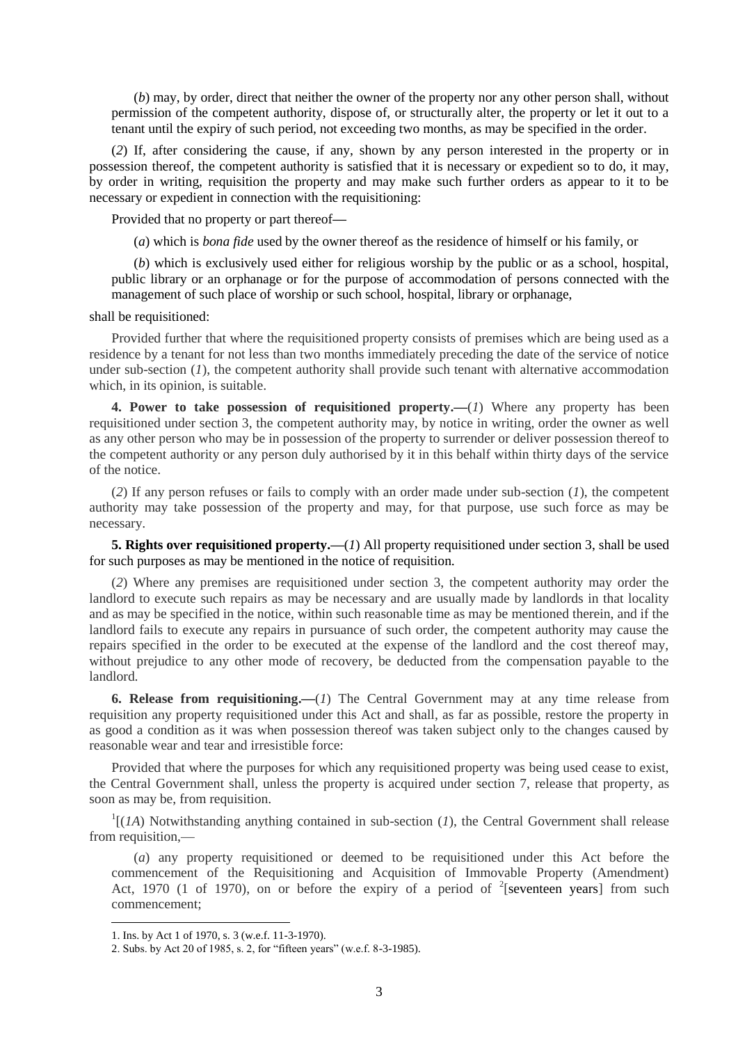(*b*) may, by order, direct that neither the owner of the property nor any other person shall, without permission of the competent authority, dispose of, or structurally alter, the property or let it out to a tenant until the expiry of such period, not exceeding two months, as may be specified in the order.

(*2*) If, after considering the cause, if any, shown by any person interested in the property or in possession thereof, the competent authority is satisfied that it is necessary or expedient so to do, it may, by order in writing, requisition the property and may make such further orders as appear to it to be necessary or expedient in connection with the requisitioning:

Provided that no property or part thereof—

(*a*) which is *bona fide* used by the owner thereof as the residence of himself or his family, or

(*b*) which is exclusively used either for religious worship by the public or as a school, hospital, public library or an orphanage or for the purpose of accommodation of persons connected with the management of such place of worship or such school, hospital, library or orphanage,

shall be requisitioned:

Provided further that where the requisitioned property consists of premises which are being used as a residence by a tenant for not less than two months immediately preceding the date of the service of notice under sub-section (*1*), the competent authority shall provide such tenant with alternative accommodation which, in its opinion, is suitable.

**4. Power to take possession of requisitioned property.**—(*1*) Where any property has been requisitioned under section 3, the competent authority may, by notice in writing, order the owner as well as any other person who may be in possession of the property to surrender or deliver possession thereof to the competent authority or any person duly authorised by it in this behalf within thirty days of the service of the notice.

(*2*) If any person refuses or fails to comply with an order made under sub-section (*1*), the competent authority may take possession of the property and may, for that purpose, use such force as may be necessary.

**5. Rights over requisitioned property.**—(*1*) All property requisitioned under section 3, shall be used for such purposes as may be mentioned in the notice of requisition.

(*2*) Where any premises are requisitioned under section 3, the competent authority may order the landlord to execute such repairs as may be necessary and are usually made by landlords in that locality and as may be specified in the notice, within such reasonable time as may be mentioned therein, and if the landlord fails to execute any repairs in pursuance of such order, the competent authority may cause the repairs specified in the order to be executed at the expense of the landlord and the cost thereof may, without prejudice to any other mode of recovery, be deducted from the compensation payable to the landlord.

**6. Release from requisitioning.**—(*1*) The Central Government may at any time release from requisition any property requisitioned under this Act and shall, as far as possible, restore the property in as good a condition as it was when possession thereof was taken subject only to the changes caused by reasonable wear and tear and irresistible force:

Provided that where the purposes for which any requisitioned property was being used cease to exist, the Central Government shall, unless the property is acquired under section 7, release that property, as soon as may be, from requisition.

[1][(*1A*) Notwithstanding anything contained in sub-section (*1*), the Central Government shall release from requisition,—

(*a*) any property requisitioned or deemed to be requisitioned under this Act before the commencement of the Requisitioning and Acquisition of Immovable Property (Amendment) Act, 1970 (1 of 1970), on or before the expiry of a period of [2][seventeen years] from such commencement;

---

1. Ins. by Act 1 of 1970, s. 3 (w.e.f. 11-3-1970).
2. Subs. by Act 20 of 1985, s. 2, for "fifteen years" (w.e.f. 8-3-1985).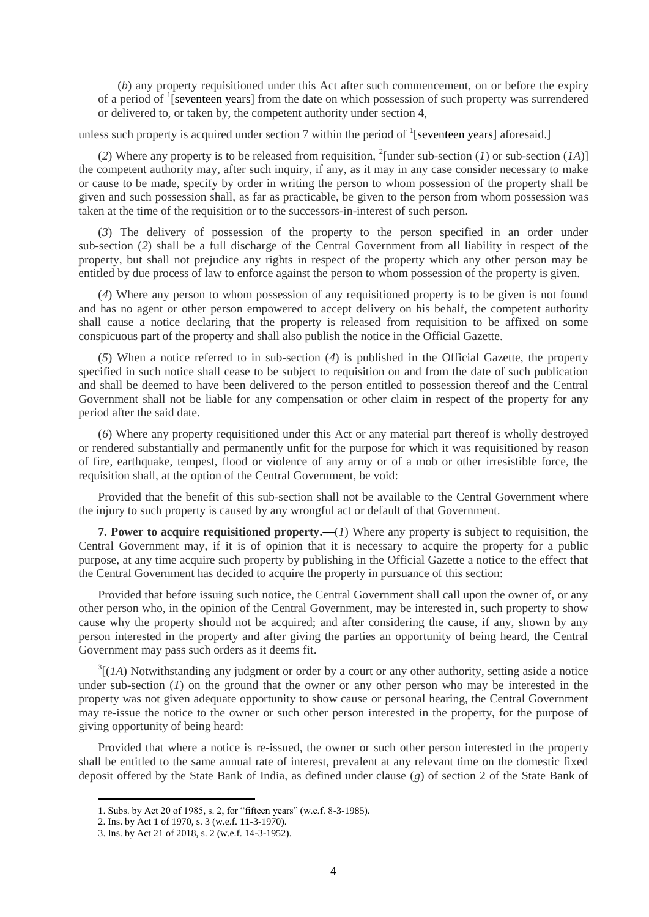(*b*) any property requisitioned under this Act after such commencement, on or before the expiry of a period of [1][seventeen years] from the date on which possession of such property was surrendered or delivered to, or taken by, the competent authority under section 4,

unless such property is acquired under section 7 within the period of [1][seventeen years] aforesaid.]

(*2*) Where any property is to be released from requisition, [2][under sub-section (*1*) or sub-section (*1A*)] the competent authority may, after such inquiry, if any, as it may in any case consider necessary to make or cause to be made, specify by order in writing the person to whom possession of the property shall be given and such possession shall, as far as practicable, be given to the person from whom possession was taken at the time of the requisition or to the successors-in-interest of such person.

(*3*) The delivery of possession of the property to the person specified in an order under sub-section (*2*) shall be a full discharge of the Central Government from all liability in respect of the property, but shall not prejudice any rights in respect of the property which any other person may be entitled by due process of law to enforce against the person to whom possession of the property is given.

(*4*) Where any person to whom possession of any requisitioned property is to be given is not found and has no agent or other person empowered to accept delivery on his behalf, the competent authority shall cause a notice declaring that the property is released from requisition to be affixed on some conspicuous part of the property and shall also publish the notice in the Official Gazette.

(*5*) When a notice referred to in sub-section (*4*) is published in the Official Gazette, the property specified in such notice shall cease to be subject to requisition on and from the date of such publication and shall be deemed to have been delivered to the person entitled to possession thereof and the Central Government shall not be liable for any compensation or other claim in respect of the property for any period after the said date.

(*6*) Where any property requisitioned under this Act or any material part thereof is wholly destroyed or rendered substantially and permanently unfit for the purpose for which it was requisitioned by reason of fire, earthquake, tempest, flood or violence of any army or of a mob or other irresistible force, the requisition shall, at the option of the Central Government, be void:

Provided that the benefit of this sub-section shall not be available to the Central Government where the injury to such property is caused by any wrongful act or default of that Government.

**7. Power to acquire requisitioned property.—**(*1*) Where any property is subject to requisition, the Central Government may, if it is of opinion that it is necessary to acquire the property for a public purpose, at any time acquire such property by publishing in the Official Gazette a notice to the effect that the Central Government has decided to acquire the property in pursuance of this section:

Provided that before issuing such notice, the Central Government shall call upon the owner of, or any other person who, in the opinion of the Central Government, may be interested in, such property to show cause why the property should not be acquired; and after considering the cause, if any, shown by any person interested in the property and after giving the parties an opportunity of being heard, the Central Government may pass such orders as it deems fit.

[3][(*1A*) Notwithstanding any judgment or order by a court or any other authority, setting aside a notice under sub-section (*1*) on the ground that the owner or any other person who may be interested in the property was not given adequate opportunity to show cause or personal hearing, the Central Government may re-issue the notice to the owner or such other person interested in the property, for the purpose of giving opportunity of being heard:

Provided that where a notice is re-issued, the owner or such other person interested in the property shall be entitled to the same annual rate of interest, prevalent at any relevant time on the domestic fixed deposit offered by the State Bank of India, as defined under clause (*g*) of section 2 of the State Bank of

---

1. Subs. by Act 20 of 1985, s. 2, for "fifteen years" (w.e.f. 8-3-1985).
2. Ins. by Act 1 of 1970, s. 3 (w.e.f. 11-3-1970).
3. Ins. by Act 21 of 2018, s. 2 (w.e.f. 14-3-1952).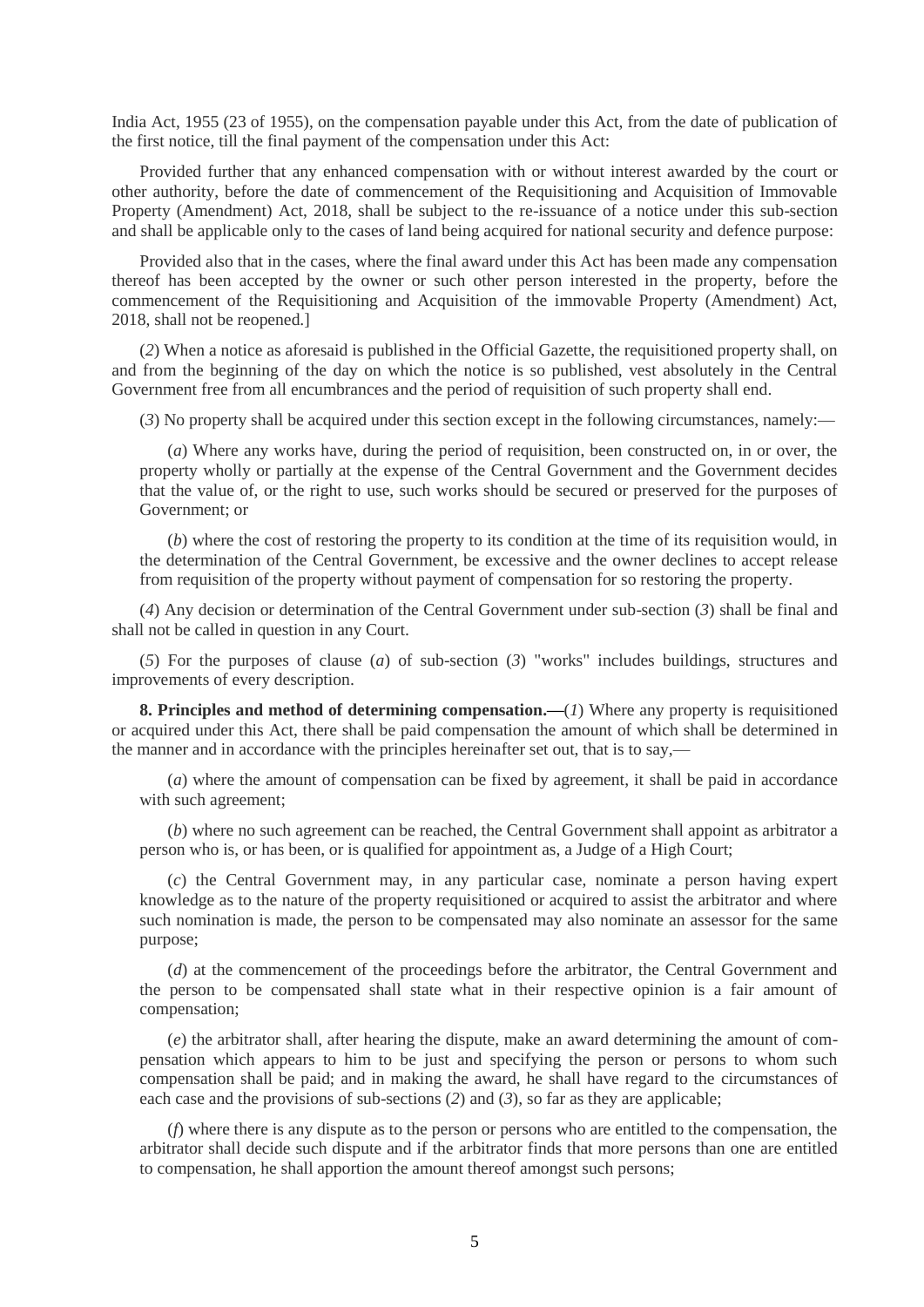India Act, 1955 (23 of 1955), on the compensation payable under this Act, from the date of publication of the first notice, till the final payment of the compensation under this Act:

Provided further that any enhanced compensation with or without interest awarded by the court or other authority, before the date of commencement of the Requisitioning and Acquisition of Immovable Property (Amendment) Act, 2018, shall be subject to the re-issuance of a notice under this sub-section and shall be applicable only to the cases of land being acquired for national security and defence purpose:

Provided also that in the cases, where the final award under this Act has been made any compensation thereof has been accepted by the owner or such other person interested in the property, before the commencement of the Requisitioning and Acquisition of the immovable Property (Amendment) Act, 2018, shall not be reopened.]

(*2*) When a notice as aforesaid is published in the Official Gazette, the requisitioned property shall, on and from the beginning of the day on which the notice is so published, vest absolutely in the Central Government free from all encumbrances and the period of requisition of such property shall end.

(*3*) No property shall be acquired under this section except in the following circumstances, namely:—

(*a*) Where any works have, during the period of requisition, been constructed on, in or over, the property wholly or partially at the expense of the Central Government and the Government decides that the value of, or the right to use, such works should be secured or preserved for the purposes of Government; or

(*b*) where the cost of restoring the property to its condition at the time of its requisition would, in the determination of the Central Government, be excessive and the owner declines to accept release from requisition of the property without payment of compensation for so restoring the property.

(*4*) Any decision or determination of the Central Government under sub-section (*3*) shall be final and shall not be called in question in any Court.

(*5*) For the purposes of clause (*a*) of sub-section (*3*) "works" includes buildings, structures and improvements of every description.

**8. Principles and method of determining compensation.—**(*1*) Where any property is requisitioned or acquired under this Act, there shall be paid compensation the amount of which shall be determined in the manner and in accordance with the principles hereinafter set out, that is to say,—

(*a*) where the amount of compensation can be fixed by agreement, it shall be paid in accordance with such agreement;

(*b*) where no such agreement can be reached, the Central Government shall appoint as arbitrator a person who is, or has been, or is qualified for appointment as, a Judge of a High Court;

(*c*) the Central Government may, in any particular case, nominate a person having expert knowledge as to the nature of the property requisitioned or acquired to assist the arbitrator and where such nomination is made, the person to be compensated may also nominate an assessor for the same purpose;

(*d*) at the commencement of the proceedings before the arbitrator, the Central Government and the person to be compensated shall state what in their respective opinion is a fair amount of compensation;

(*e*) the arbitrator shall, after hearing the dispute, make an award determining the amount of compensation which appears to him to be just and specifying the person or persons to whom such compensation shall be paid; and in making the award, he shall have regard to the circumstances of each case and the provisions of sub-sections (*2*) and (*3*), so far as they are applicable;

(*f*) where there is any dispute as to the person or persons who are entitled to the compensation, the arbitrator shall decide such dispute and if the arbitrator finds that more persons than one are entitled to compensation, he shall apportion the amount thereof amongst such persons;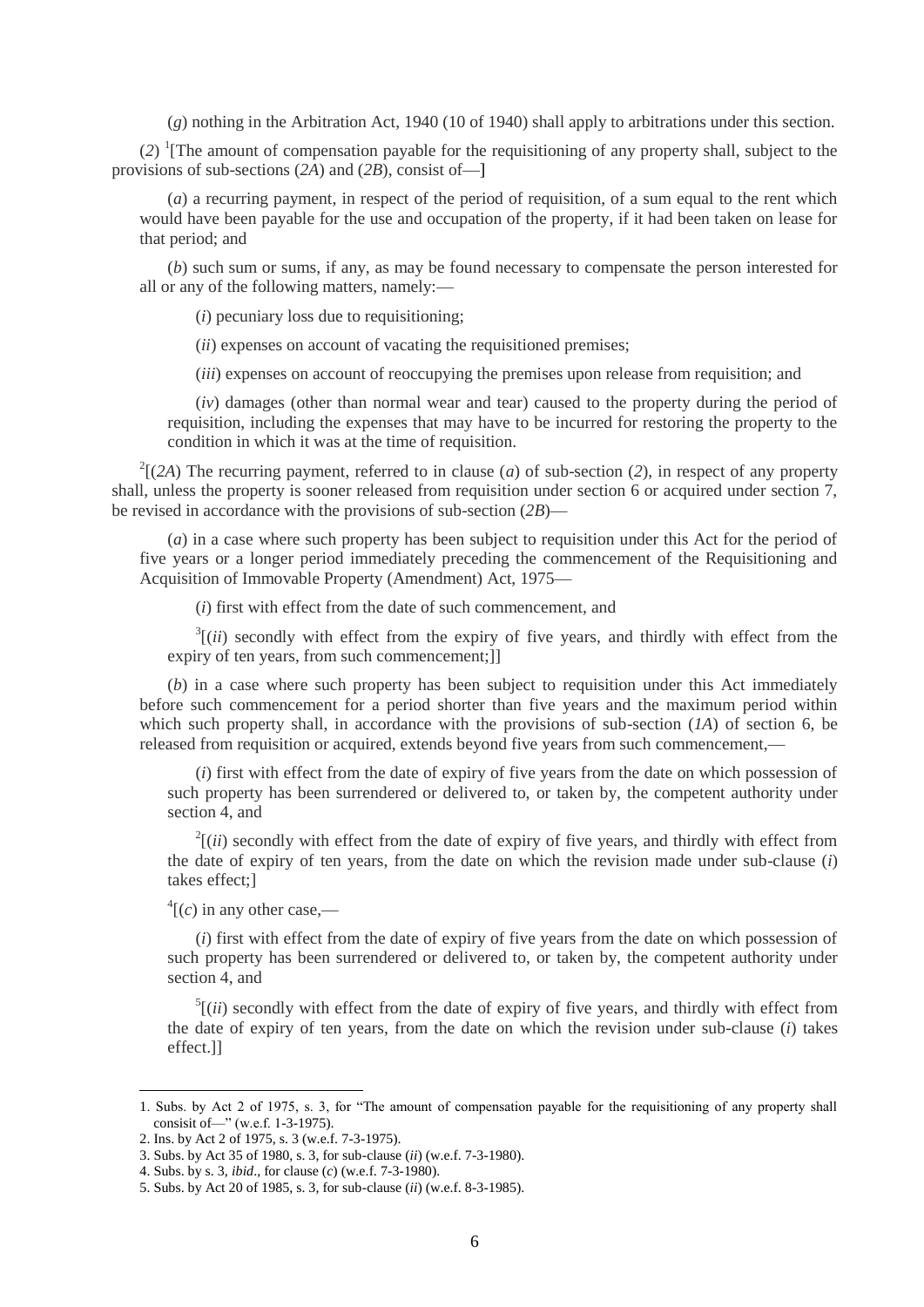(*g*) nothing in the Arbitration Act, 1940 (10 of 1940) shall apply to arbitrations under this section.

(*2*) [1][The amount of compensation payable for the requisitioning of any property shall, subject to the provisions of sub-sections (*2A*) and (*2B*), consist of—]

(*a*) a recurring payment, in respect of the period of requisition, of a sum equal to the rent which would have been payable for the use and occupation of the property, if it had been taken on lease for that period; and

(*b*) such sum or sums, if any, as may be found necessary to compensate the person interested for all or any of the following matters, namely:—

(*i*) pecuniary loss due to requisitioning;

(*ii*) expenses on account of vacating the requisitioned premises;

(*iii*) expenses on account of reoccupying the premises upon release from requisition; and

(*iv*) damages (other than normal wear and tear) caused to the property during the period of requisition, including the expenses that may have to be incurred for restoring the property to the condition in which it was at the time of requisition.

[2][(*2A*) The recurring payment, referred to in clause (*a*) of sub-section (*2*), in respect of any property shall, unless the property is sooner released from requisition under section 6 or acquired under section 7, be revised in accordance with the provisions of sub-section (*2B*)—

(*a*) in a case where such property has been subject to requisition under this Act for the period of five years or a longer period immediately preceding the commencement of the Requisitioning and Acquisition of Immovable Property (Amendment) Act, 1975—

(*i*) first with effect from the date of such commencement, and

[3][(*ii*) secondly with effect from the expiry of five years, and thirdly with effect from the expiry of ten years, from such commencement;]]

(*b*) in a case where such property has been subject to requisition under this Act immediately before such commencement for a period shorter than five years and the maximum period within which such property shall, in accordance with the provisions of sub-section (*1A*) of section 6, be released from requisition or acquired, extends beyond five years from such commencement,—

(*i*) first with effect from the date of expiry of five years from the date on which possession of such property has been surrendered or delivered to, or taken by, the competent authority under section 4, and

[2][(*ii*) secondly with effect from the date of expiry of five years, and thirdly with effect from the date of expiry of ten years, from the date on which the revision made under sub-clause (*i*) takes effect;]

[4][(*c*) in any other case,—

(*i*) first with effect from the date of expiry of five years from the date on which possession of such property has been surrendered or delivered to, or taken by, the competent authority under section 4, and

[5][(*ii*) secondly with effect from the date of expiry of five years, and thirdly with effect from the date of expiry of ten years, from the date on which the revision under sub-clause (*i*) takes effect.]]

---

1. Subs. by Act 2 of 1975, s. 3, for "The amount of compensation payable for the requisitioning of any property shall consisit of—" (w.e.f. 1-3-1975).
2. Ins. by Act 2 of 1975, s. 3 (w.e.f. 7-3-1975).
3. Subs. by Act 35 of 1980, s. 3, for sub-clause (*ii*) (w.e.f. 7-3-1980).
4. Subs. by s. 3, *ibid*., for clause (*c*) (w.e.f. 7-3-1980).
5. Subs. by Act 20 of 1985, s. 3, for sub-clause (*ii*) (w.e.f. 8-3-1985).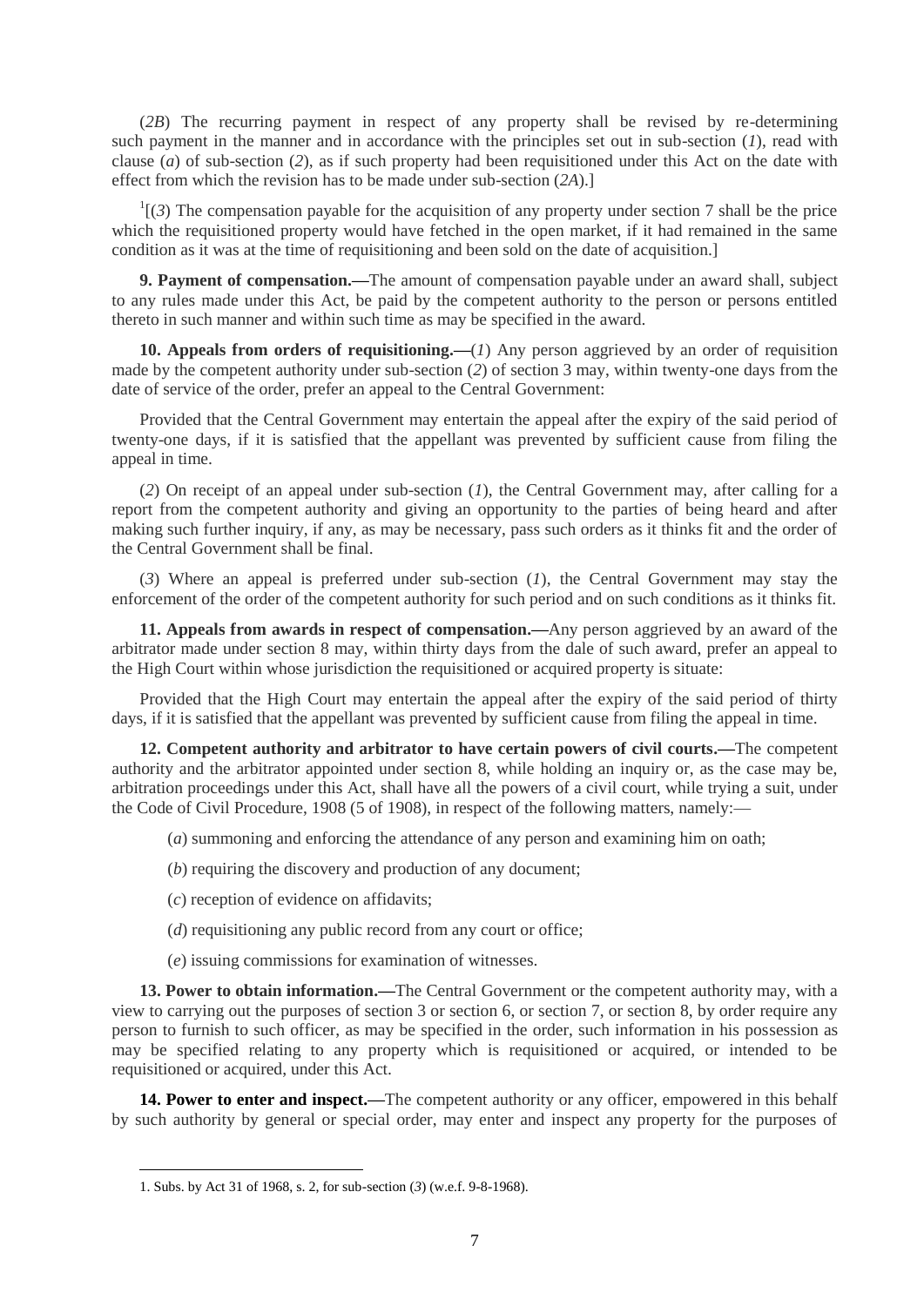(*2B*) The recurring payment in respect of any property shall be revised by re-determining such payment in the manner and in accordance with the principles set out in sub-section (*1*), read with clause (*a*) of sub-section (*2*), as if such property had been requisitioned under this Act on the date with effect from which the revision has to be made under sub-section (*2A*).]

[1][(*3*) The compensation payable for the acquisition of any property under section 7 shall be the price which the requisitioned property would have fetched in the open market, if it had remained in the same condition as it was at the time of requisitioning and been sold on the date of acquisition.]

**9. Payment of compensation.—**The amount of compensation payable under an award shall, subject to any rules made under this Act, be paid by the competent authority to the person or persons entitled thereto in such manner and within such time as may be specified in the award.

**10. Appeals from orders of requisitioning.—**(*1*) Any person aggrieved by an order of requisition made by the competent authority under sub-section (*2*) of section 3 may, within twenty-one days from the date of service of the order, prefer an appeal to the Central Government:

Provided that the Central Government may entertain the appeal after the expiry of the said period of twenty-one days, if it is satisfied that the appellant was prevented by sufficient cause from filing the appeal in time.

(*2*) On receipt of an appeal under sub-section (*1*), the Central Government may, after calling for a report from the competent authority and giving an opportunity to the parties of being heard and after making such further inquiry, if any, as may be necessary, pass such orders as it thinks fit and the order of the Central Government shall be final.

(*3*) Where an appeal is preferred under sub-section (*1*), the Central Government may stay the enforcement of the order of the competent authority for such period and on such conditions as it thinks fit.

**11. Appeals from awards in respect of compensation.—**Any person aggrieved by an award of the arbitrator made under section 8 may, within thirty days from the dale of such award, prefer an appeal to the High Court within whose jurisdiction the requisitioned or acquired property is situate:

Provided that the High Court may entertain the appeal after the expiry of the said period of thirty days, if it is satisfied that the appellant was prevented by sufficient cause from filing the appeal in time.

**12. Competent authority and arbitrator to have certain powers of civil courts.—**The competent authority and the arbitrator appointed under section 8, while holding an inquiry or, as the case may be, arbitration proceedings under this Act, shall have all the powers of a civil court, while trying a suit, under the Code of Civil Procedure, 1908 (5 of 1908), in respect of the following matters, namely:—

(*a*) summoning and enforcing the attendance of any person and examining him on oath;

(*b*) requiring the discovery and production of any document;

(*c*) reception of evidence on affidavits;

(*d*) requisitioning any public record from any court or office;

(*e*) issuing commissions for examination of witnesses.

**13. Power to obtain information.—**The Central Government or the competent authority may, with a view to carrying out the purposes of section 3 or section 6, or section 7, or section 8, by order require any person to furnish to such officer, as may be specified in the order, such information in his possession as may be specified relating to any property which is requisitioned or acquired, or intended to be requisitioned or acquired, under this Act.

**14. Power to enter and inspect.—**The competent authority or any officer, empowered in this behalf by such authority by general or special order, may enter and inspect any property for the purposes of

---

1. Subs. by Act 31 of 1968, s. 2, for sub-section (*3*) (w.e.f. 9-8-1968).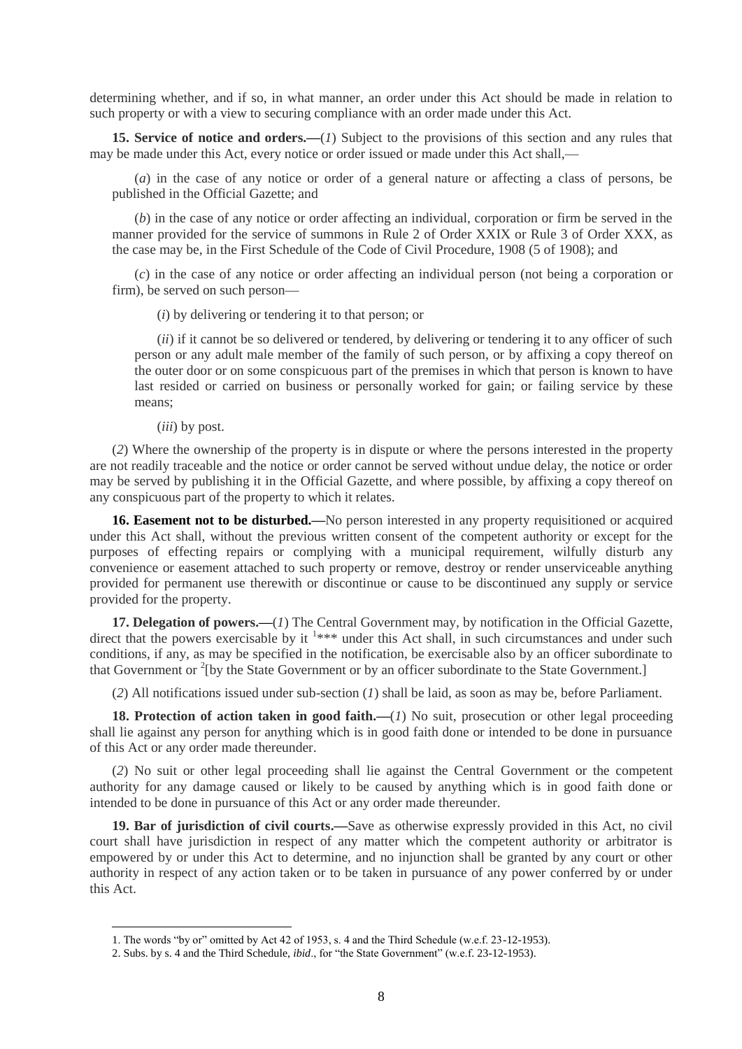determining whether, and if so, in what manner, an order under this Act should be made in relation to such property or with a view to securing compliance with an order made under this Act.

**15. Service of notice and orders.—**(*1*) Subject to the provisions of this section and any rules that may be made under this Act, every notice or order issued or made under this Act shall,—

(*a*) in the case of any notice or order of a general nature or affecting a class of persons, be published in the Official Gazette; and

(*b*) in the case of any notice or order affecting an individual, corporation or firm be served in the manner provided for the service of summons in Rule 2 of Order XXIX or Rule 3 of Order XXX, as the case may be, in the First Schedule of the Code of Civil Procedure, 1908 (5 of 1908); and

(*c*) in the case of any notice or order affecting an individual person (not being a corporation or firm), be served on such person—

(*i*) by delivering or tendering it to that person; or

(*ii*) if it cannot be so delivered or tendered, by delivering or tendering it to any officer of such person or any adult male member of the family of such person, or by affixing a copy thereof on the outer door or on some conspicuous part of the premises in which that person is known to have last resided or carried on business or personally worked for gain; or failing service by these means;

(*iii*) by post.

(*2*) Where the ownership of the property is in dispute or where the persons interested in the property are not readily traceable and the notice or order cannot be served without undue delay, the notice or order may be served by publishing it in the Official Gazette, and where possible, by affixing a copy thereof on any conspicuous part of the property to which it relates.

**16. Easement not to be disturbed.—**No person interested in any property requisitioned or acquired under this Act shall, without the previous written consent of the competent authority or except for the purposes of effecting repairs or complying with a municipal requirement, wilfully disturb any convenience or easement attached to such property or remove, destroy or render unserviceable anything provided for permanent use therewith or discontinue or cause to be discontinued any supply or service provided for the property.

**17. Delegation of powers.—**(*1*) The Central Government may, by notification in the Official Gazette, direct that the powers exercisable by it [1]*** under this Act shall, in such circumstances and under such conditions, if any, as may be specified in the notification, be exercisable also by an officer subordinate to that Government or [2][by the State Government or by an officer subordinate to the State Government.]

(*2*) All notifications issued under sub-section (*1*) shall be laid, as soon as may be, before Parliament.

**18. Protection of action taken in good faith.—**(*1*) No suit, prosecution or other legal proceeding shall lie against any person for anything which is in good faith done or intended to be done in pursuance of this Act or any order made thereunder.

(*2*) No suit or other legal proceeding shall lie against the Central Government or the competent authority for any damage caused or likely to be caused by anything which is in good faith done or intended to be done in pursuance of this Act or any order made thereunder.

**19. Bar of jurisdiction of civil courts.—**Save as otherwise expressly provided in this Act, no civil court shall have jurisdiction in respect of any matter which the competent authority or arbitrator is empowered by or under this Act to determine, and no injunction shall be granted by any court or other authority in respect of any action taken or to be taken in pursuance of any power conferred by or under this Act.

---

1. The words "by or" omitted by Act 42 of 1953, s. 4 and the Third Schedule (w.e.f. 23-12-1953).
2. Subs. by s. 4 and the Third Schedule, *ibid*., for "the State Government" (w.e.f. 23-12-1953).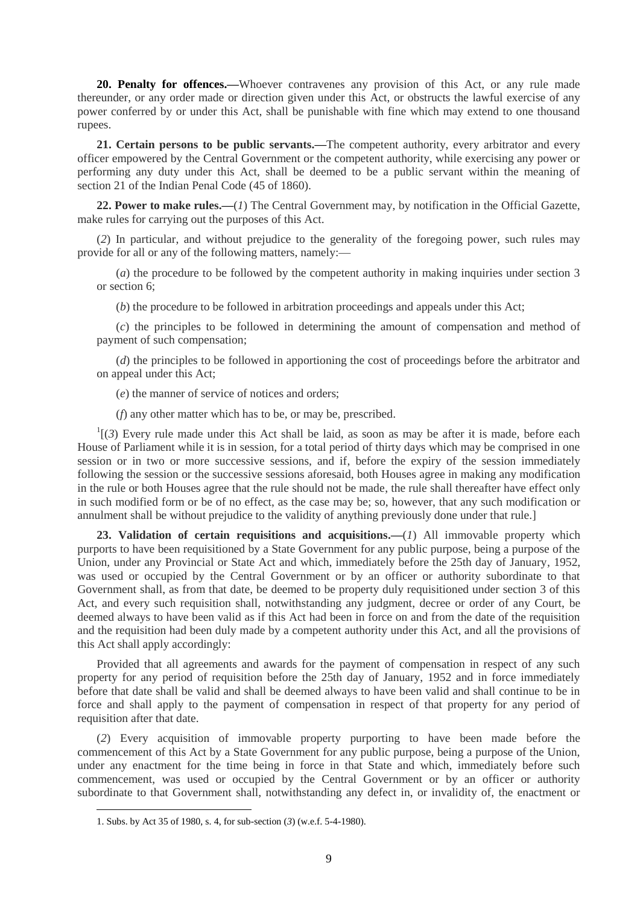**20. Penalty for offences.—**Whoever contravenes any provision of this Act, or any rule made thereunder, or any order made or direction given under this Act, or obstructs the lawful exercise of any power conferred by or under this Act, shall be punishable with fine which may extend to one thousand rupees.

**21. Certain persons to be public servants.—**The competent authority, every arbitrator and every officer empowered by the Central Government or the competent authority, while exercising any power or performing any duty under this Act, shall be deemed to be a public servant within the meaning of section 21 of the Indian Penal Code (45 of 1860).

**22. Power to make rules.—**(*1*) The Central Government may, by notification in the Official Gazette, make rules for carrying out the purposes of this Act.

(*2*) In particular, and without prejudice to the generality of the foregoing power, such rules may provide for all or any of the following matters, namely:—

(*a*) the procedure to be followed by the competent authority in making inquiries under section 3 or section 6;

(*b*) the procedure to be followed in arbitration proceedings and appeals under this Act;

(*c*) the principles to be followed in determining the amount of compensation and method of payment of such compensation;

(*d*) the principles to be followed in apportioning the cost of proceedings before the arbitrator and on appeal under this Act;

(*e*) the manner of service of notices and orders;

(*f*) any other matter which has to be, or may be, prescribed.

[1][(*3*) Every rule made under this Act shall be laid, as soon as may be after it is made, before each House of Parliament while it is in session, for a total period of thirty days which may be comprised in one session or in two or more successive sessions, and if, before the expiry of the session immediately following the session or the successive sessions aforesaid, both Houses agree in making any modification in the rule or both Houses agree that the rule should not be made, the rule shall thereafter have effect only in such modified form or be of no effect, as the case may be; so, however, that any such modification or annulment shall be without prejudice to the validity of anything previously done under that rule.]

**23. Validation of certain requisitions and acquisitions.—**(*1*) All immovable property which purports to have been requisitioned by a State Government for any public purpose, being a purpose of the Union, under any Provincial or State Act and which, immediately before the 25th day of January, 1952, was used or occupied by the Central Government or by an officer or authority subordinate to that Government shall, as from that date, be deemed to be property duly requisitioned under section 3 of this Act, and every such requisition shall, notwithstanding any judgment, decree or order of any Court, be deemed always to have been valid as if this Act had been in force on and from the date of the requisition and the requisition had been duly made by a competent authority under this Act, and all the provisions of this Act shall apply accordingly:

Provided that all agreements and awards for the payment of compensation in respect of any such property for any period of requisition before the 25th day of January, 1952 and in force immediately before that date shall be valid and shall be deemed always to have been valid and shall continue to be in force and shall apply to the payment of compensation in respect of that property for any period of requisition after that date.

(*2*) Every acquisition of immovable property purporting to have been made before the commencement of this Act by a State Government for any public purpose, being a purpose of the Union, under any enactment for the time being in force in that State and which, immediately before such commencement, was used or occupied by the Central Government or by an officer or authority subordinate to that Government shall, notwithstanding any defect in, or invalidity of, the enactment or

---

1. Subs. by Act 35 of 1980, s. 4, for sub-section (*3*) (w.e.f. 5-4-1980).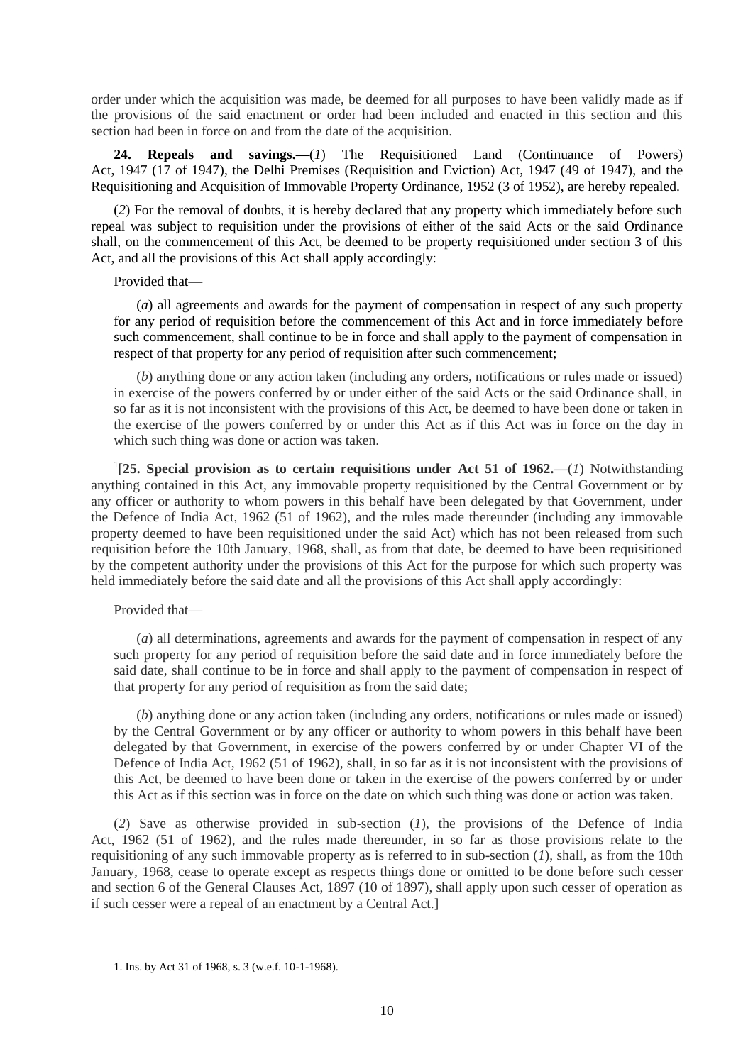order under which the acquisition was made, be deemed for all purposes to have been validly made as if the provisions of the said enactment or order had been included and enacted in this section and this section had been in force on and from the date of the acquisition.

**24. Repeals and savings.—**(*1*) The Requisitioned Land (Continuance of Powers) Act, 1947 (17 of 1947), the Delhi Premises (Requisition and Eviction) Act, 1947 (49 of 1947), and the Requisitioning and Acquisition of Immovable Property Ordinance, 1952 (3 of 1952), are hereby repealed.

(*2*) For the removal of doubts, it is hereby declared that any property which immediately before such repeal was subject to requisition under the provisions of either of the said Acts or the said Ordinance shall, on the commencement of this Act, be deemed to be property requisitioned under section 3 of this Act, and all the provisions of this Act shall apply accordingly:

Provided that—

(*a*) all agreements and awards for the payment of compensation in respect of any such property for any period of requisition before the commencement of this Act and in force immediately before such commencement, shall continue to be in force and shall apply to the payment of compensation in respect of that property for any period of requisition after such commencement;

(*b*) anything done or any action taken (including any orders, notifications or rules made or issued) in exercise of the powers conferred by or under either of the said Acts or the said Ordinance shall, in so far as it is not inconsistent with the provisions of this Act, be deemed to have been done or taken in the exercise of the powers conferred by or under this Act as if this Act was in force on the day in which such thing was done or action was taken.

[1][**25. Special provision as to certain requisitions under Act 51 of 1962.—**(*1*) Notwithstanding anything contained in this Act, any immovable property requisitioned by the Central Government or by any officer or authority to whom powers in this behalf have been delegated by that Government, under the Defence of India Act, 1962 (51 of 1962), and the rules made thereunder (including any immovable property deemed to have been requisitioned under the said Act) which has not been released from such requisition before the 10th January, 1968, shall, as from that date, be deemed to have been requisitioned by the competent authority under the provisions of this Act for the purpose for which such property was held immediately before the said date and all the provisions of this Act shall apply accordingly:

Provided that—

(*a*) all determinations, agreements and awards for the payment of compensation in respect of any such property for any period of requisition before the said date and in force immediately before the said date, shall continue to be in force and shall apply to the payment of compensation in respect of that property for any period of requisition as from the said date;

(*b*) anything done or any action taken (including any orders, notifications or rules made or issued) by the Central Government or by any officer or authority to whom powers in this behalf have been delegated by that Government, in exercise of the powers conferred by or under Chapter VI of the Defence of India Act, 1962 (51 of 1962), shall, in so far as it is not inconsistent with the provisions of this Act, be deemed to have been done or taken in the exercise of the powers conferred by or under this Act as if this section was in force on the date on which such thing was done or action was taken.

(*2*) Save as otherwise provided in sub-section (*1*), the provisions of the Defence of India Act, 1962 (51 of 1962), and the rules made thereunder, in so far as those provisions relate to the requisitioning of any such immovable property as is referred to in sub-section (*1*), shall, as from the 10th January, 1968, cease to operate except as respects things done or omitted to be done before such cesser and section 6 of the General Clauses Act, 1897 (10 of 1897), shall apply upon such cesser of operation as if such cesser were a repeal of an enactment by a Central Act.]

---

1. Ins. by Act 31 of 1968, s. 3 (w.e.f. 10-1-1968).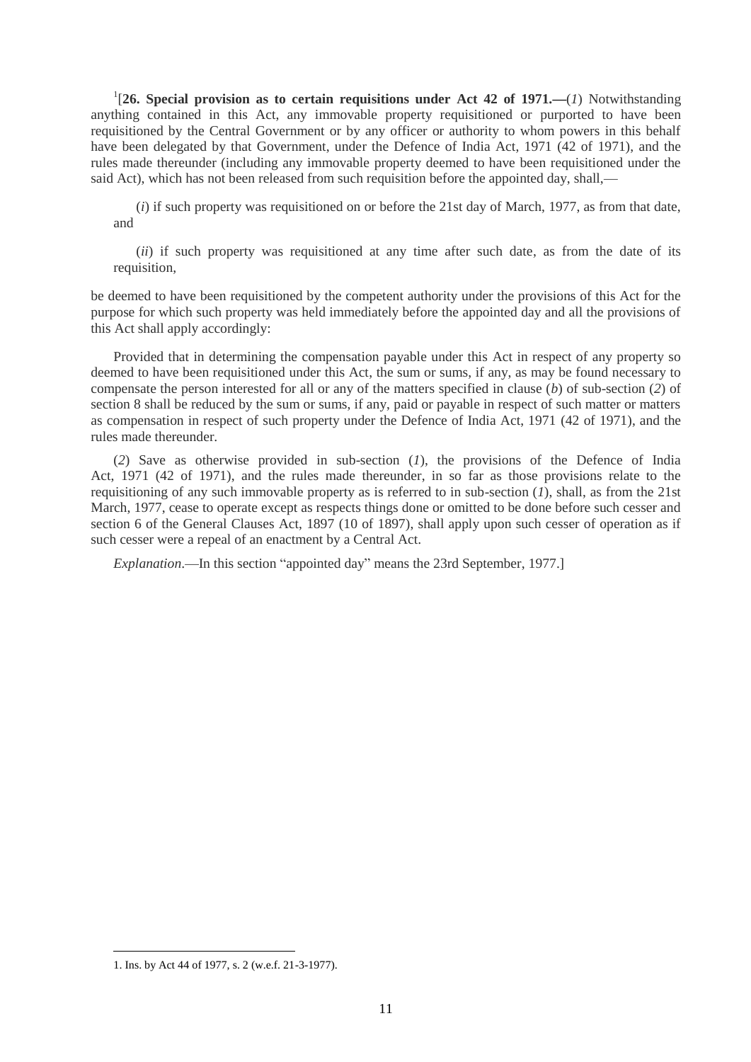[1][**26. Special provision as to certain requisitions under Act 42 of 1971.—**(*1*) Notwithstanding anything contained in this Act, any immovable property requisitioned or purported to have been requisitioned by the Central Government or by any officer or authority to whom powers in this behalf have been delegated by that Government, under the Defence of India Act, 1971 (42 of 1971), and the rules made thereunder (including any immovable property deemed to have been requisitioned under the said Act), which has not been released from such requisition before the appointed day, shall,—

(*i*) if such property was requisitioned on or before the 21st day of March, 1977, as from that date, and

(*ii*) if such property was requisitioned at any time after such date, as from the date of its requisition,

be deemed to have been requisitioned by the competent authority under the provisions of this Act for the purpose for which such property was held immediately before the appointed day and all the provisions of this Act shall apply accordingly:

Provided that in determining the compensation payable under this Act in respect of any property so deemed to have been requisitioned under this Act, the sum or sums, if any, as may be found necessary to compensate the person interested for all or any of the matters specified in clause (*b*) of sub-section (*2*) of section 8 shall be reduced by the sum or sums, if any, paid or payable in respect of such matter or matters as compensation in respect of such property under the Defence of India Act, 1971 (42 of 1971), and the rules made thereunder.

(*2*) Save as otherwise provided in sub-section (*1*), the provisions of the Defence of India Act, 1971 (42 of 1971), and the rules made thereunder, in so far as those provisions relate to the requisitioning of any such immovable property as is referred to in sub-section (*1*), shall, as from the 21st March, 1977, cease to operate except as respects things done or omitted to be done before such cesser and section 6 of the General Clauses Act, 1897 (10 of 1897), shall apply upon such cesser of operation as if such cesser were a repeal of an enactment by a Central Act.

*Explanation*.—In this section "appointed day" means the 23rd September, 1977.]

1. Ins. by Act 44 of 1977, s. 2 (w.e.f. 21-3-1977).